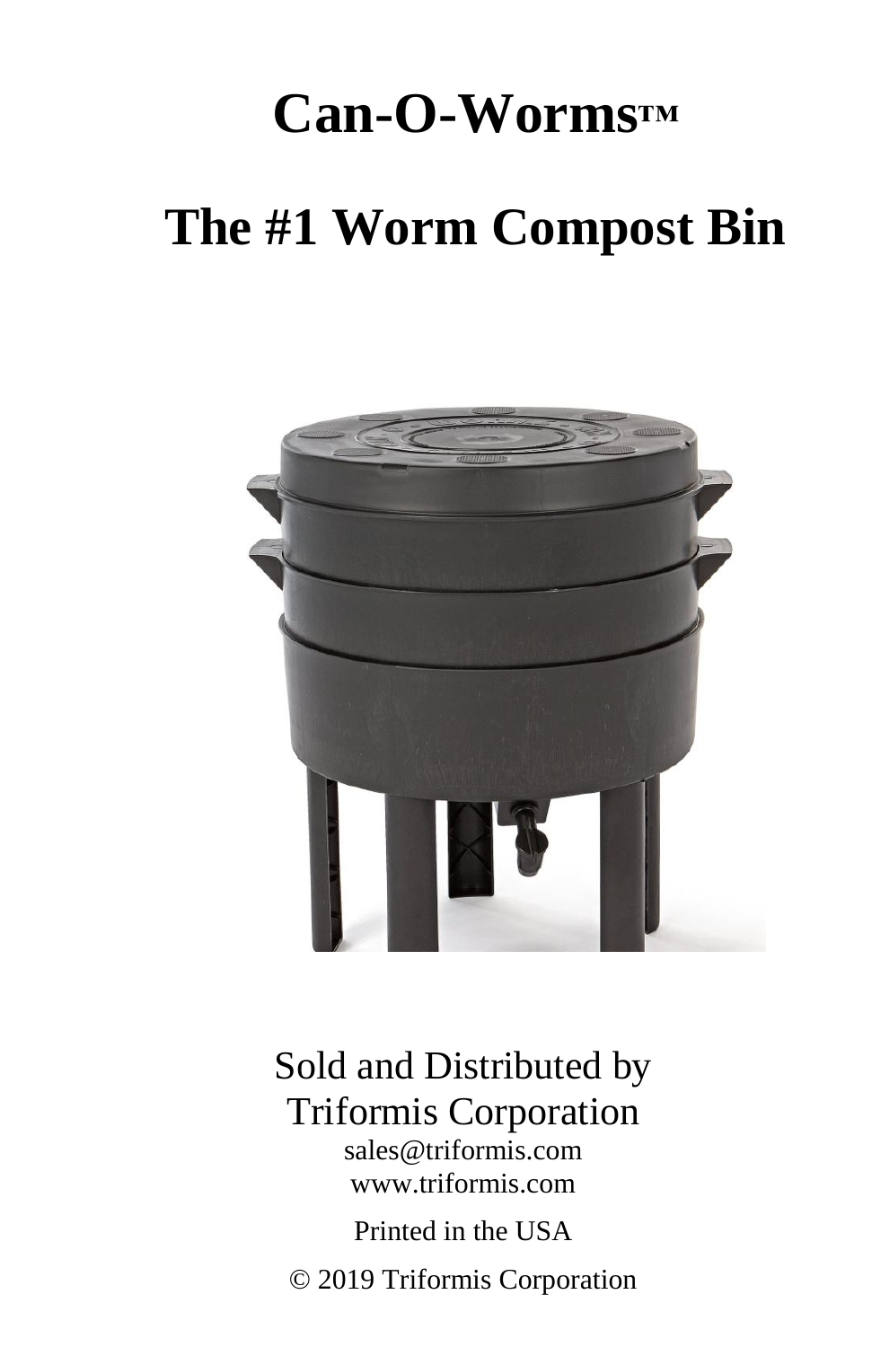# Can-O-Worms™

## The #1 Worm Compost Bin

Sold and Distributed by
Triformis Corporation
sales@triformis.com
www.triformis.com

Printed in the USA

© 2019 Triformis Corporation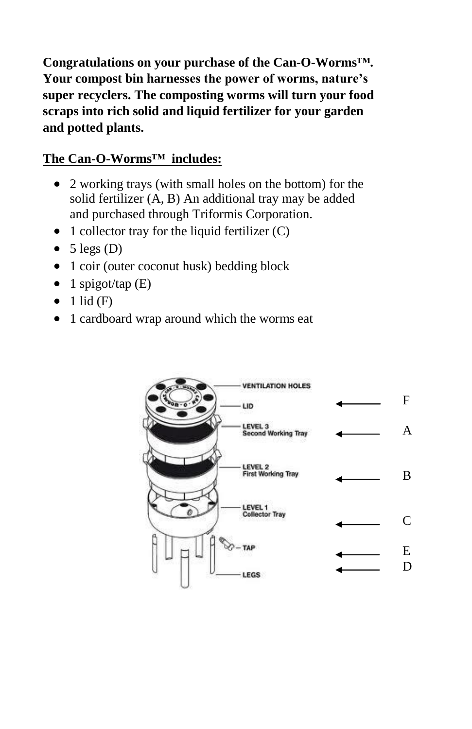**Congratulations on your purchase of the Can-O-Worms™. Your compost bin harnesses the power of worms, nature's super recyclers. The composting worms will turn your food scraps into rich solid and liquid fertilizer for your garden and potted plants.**

**The Can-O-Worms™ includes:**

- 2 working trays (with small holes on the bottom) for the solid fertilizer (A, B) An additional tray may be added and purchased through Triformis Corporation.
- 1 collector tray for the liquid fertilizer (C)
- 5 legs (D)
- 1 coir (outer coconut husk) bedding block
- 1 spigot/tap (E)
- 1 lid (F)
- 1 cardboard wrap around which the worms eat

VENTILATION HOLES

LID ⟵ F

LEVEL 3 Second Working Tray ⟵ A

LEVEL 2 First Working Tray ⟵ B

LEVEL 1 Collector Tray ⟵ C

TAP ⟵ E

LEGS ⟵ D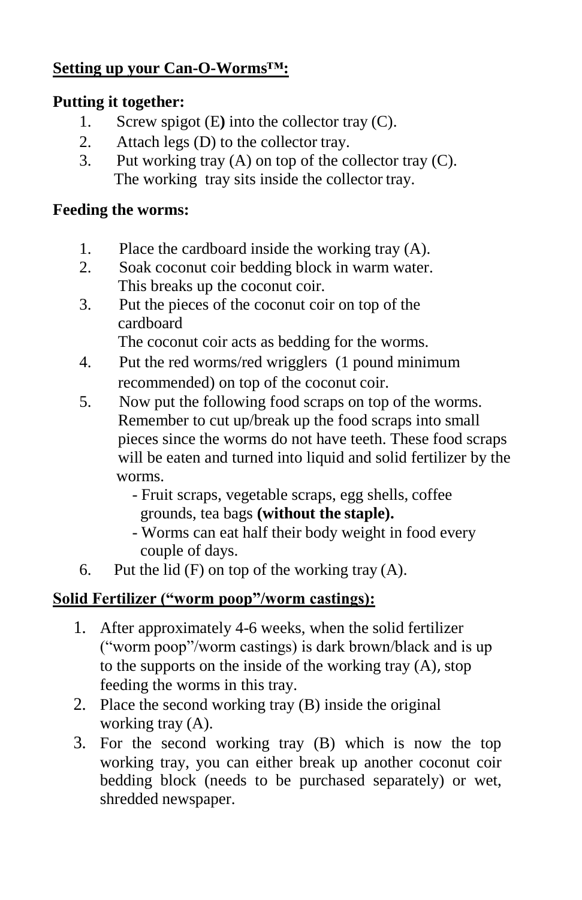## Setting up your Can-O-Worms™:

**Putting it together:**

1. Screw spigot (E**)** into the collector tray (C).
2. Attach legs (D) to the collector tray.
3. Put working tray (A) on top of the collector tray (C). The working tray sits inside the collector tray.

**Feeding the worms:**

1. Place the cardboard inside the working tray (A).
2. Soak coconut coir bedding block in warm water. This breaks up the coconut coir.
3. Put the pieces of the coconut coir on top of the cardboard
   The coconut coir acts as bedding for the worms.
4. Put the red worms/red wrigglers (1 pound minimum recommended) on top of the coconut coir.
5. Now put the following food scraps on top of the worms. Remember to cut up/break up the food scraps into small pieces since the worms do not have teeth. These food scraps will be eaten and turned into liquid and solid fertilizer by the worms.
   - Fruit scraps, vegetable scraps, egg shells, coffee grounds, tea bags **(without the staple).**
   - Worms can eat half their body weight in food every couple of days.
6. Put the lid (F) on top of the working tray (A).

## Solid Fertilizer ("worm poop"/worm castings):

1. After approximately 4-6 weeks, when the solid fertilizer ("worm poop"/worm castings) is dark brown/black and is up to the supports on the inside of the working tray (A), stop feeding the worms in this tray.
2. Place the second working tray (B) inside the original working tray (A).
3. For the second working tray (B) which is now the top working tray, you can either break up another coconut coir bedding block (needs to be purchased separately) or wet, shredded newspaper.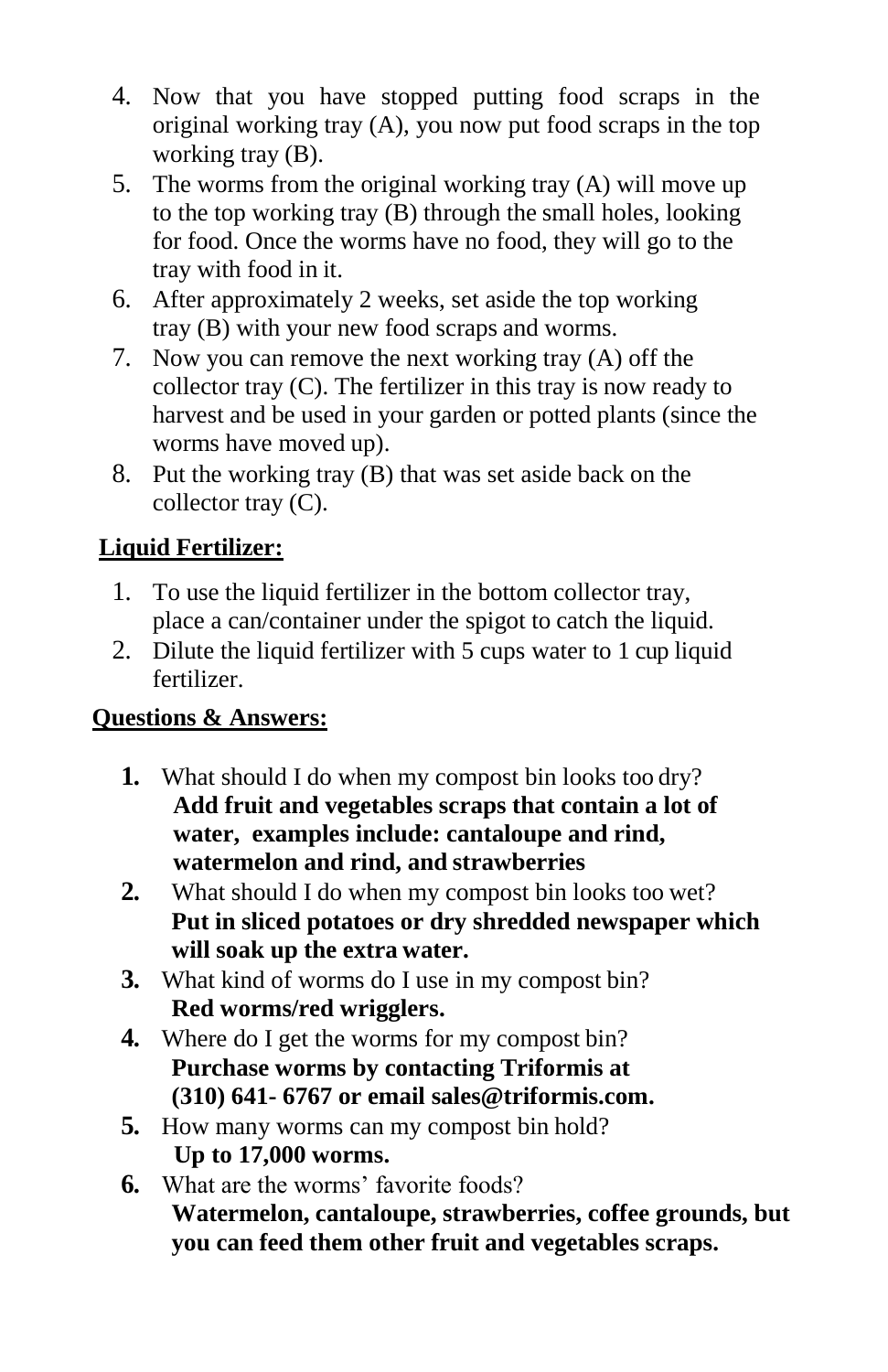4. Now that you have stopped putting food scraps in the original working tray (A), you now put food scraps in the top working tray (B).
5. The worms from the original working tray (A) will move up to the top working tray (B) through the small holes, looking for food. Once the worms have no food, they will go to the tray with food in it.
6. After approximately 2 weeks, set aside the top working tray (B) with your new food scraps and worms.
7. Now you can remove the next working tray (A) off the collector tray (C). The fertilizer in this tray is now ready to harvest and be used in your garden or potted plants (since the worms have moved up).
8. Put the working tray (B) that was set aside back on the collector tray (C).

**Liquid Fertilizer:**

1. To use the liquid fertilizer in the bottom collector tray, place a can/container under the spigot to catch the liquid.
2. Dilute the liquid fertilizer with 5 cups water to 1 cup liquid fertilizer.

**Questions & Answers:**

1. What should I do when my compost bin looks too dry?
   **Add fruit and vegetables scraps that contain a lot of water, examples include: cantaloupe and rind, watermelon and rind, and strawberries**
2. What should I do when my compost bin looks too wet?
   **Put in sliced potatoes or dry shredded newspaper which will soak up the extra water.**
3. What kind of worms do I use in my compost bin?
   **Red worms/red wrigglers.**
4. Where do I get the worms for my compost bin?
   **Purchase worms by contacting Triformis at (310) 641- 6767 or email sales@triformis.com.**
5. How many worms can my compost bin hold?
   **Up to 17,000 worms.**
6. What are the worms' favorite foods?
   **Watermelon, cantaloupe, strawberries, coffee grounds, but you can feed them other fruit and vegetables scraps.**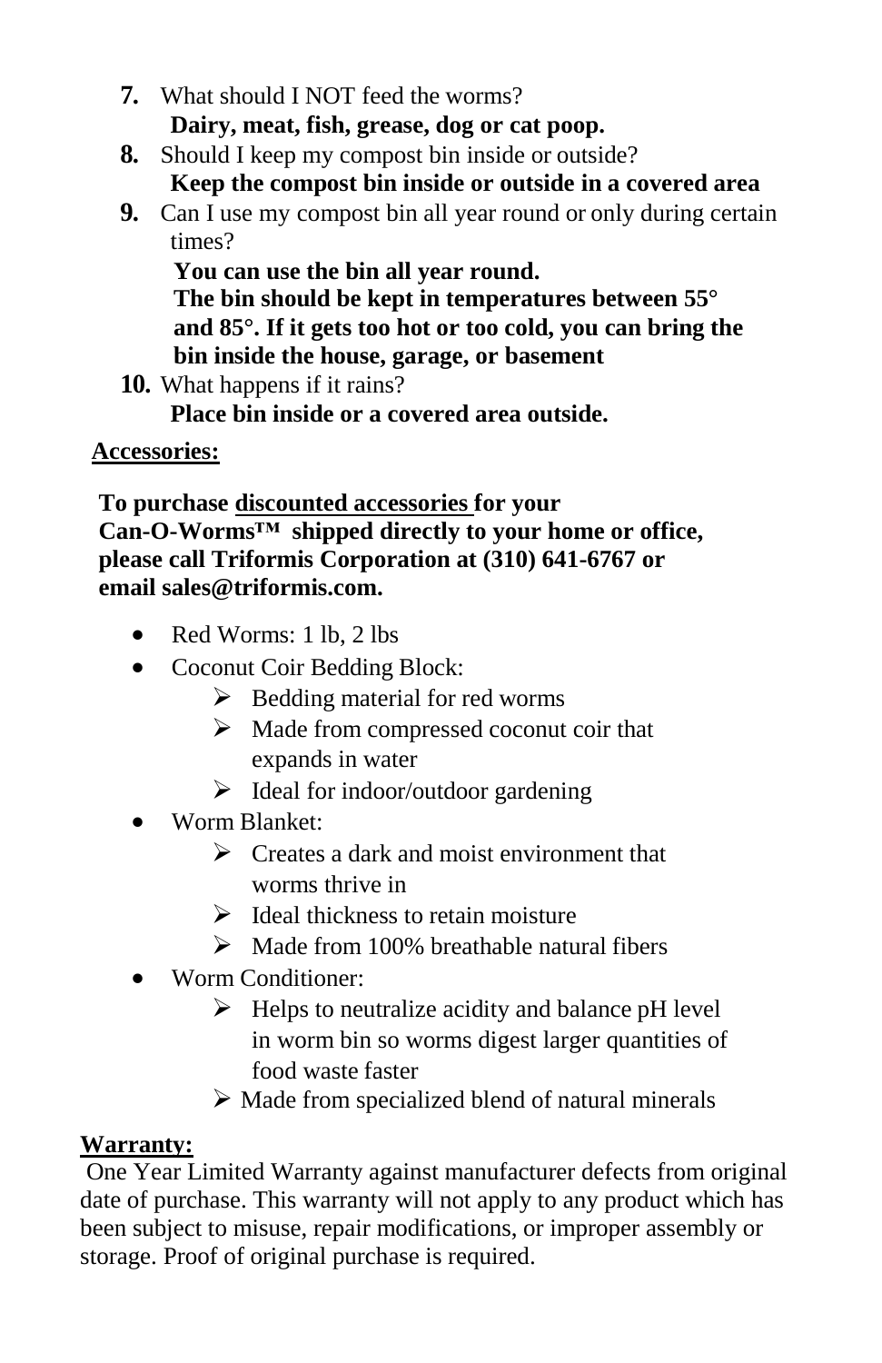7. What should I NOT feed the worms?
   **Dairy, meat, fish, grease, dog or cat poop.**
8. Should I keep my compost bin inside or outside?
   **Keep the compost bin inside or outside in a covered area**
9. Can I use my compost bin all year round or only during certain times?
   **You can use the bin all year round.**
   **The bin should be kept in temperatures between 55° and 85°. If it gets too hot or too cold, you can bring the bin inside the house, garage, or basement**
10. What happens if it rains?
    **Place bin inside or a covered area outside.**

## Accessories:

**To purchase <u>discounted accessories</u> for your Can-O-Worms™ shipped directly to your home or office, please call Triformis Corporation at (310) 641-6767 or email sales@triformis.com.**

- Red Worms: 1 lb, 2 lbs
- Coconut Coir Bedding Block:
  - Bedding material for red worms
  - Made from compressed coconut coir that expands in water
  - Ideal for indoor/outdoor gardening
- Worm Blanket:
  - Creates a dark and moist environment that worms thrive in
  - Ideal thickness to retain moisture
  - Made from 100% breathable natural fibers
- Worm Conditioner:
  - Helps to neutralize acidity and balance pH level in worm bin so worms digest larger quantities of food waste faster
  - Made from specialized blend of natural minerals

## Warranty:

One Year Limited Warranty against manufacturer defects from original date of purchase. This warranty will not apply to any product which has been subject to misuse, repair modifications, or improper assembly or storage. Proof of original purchase is required.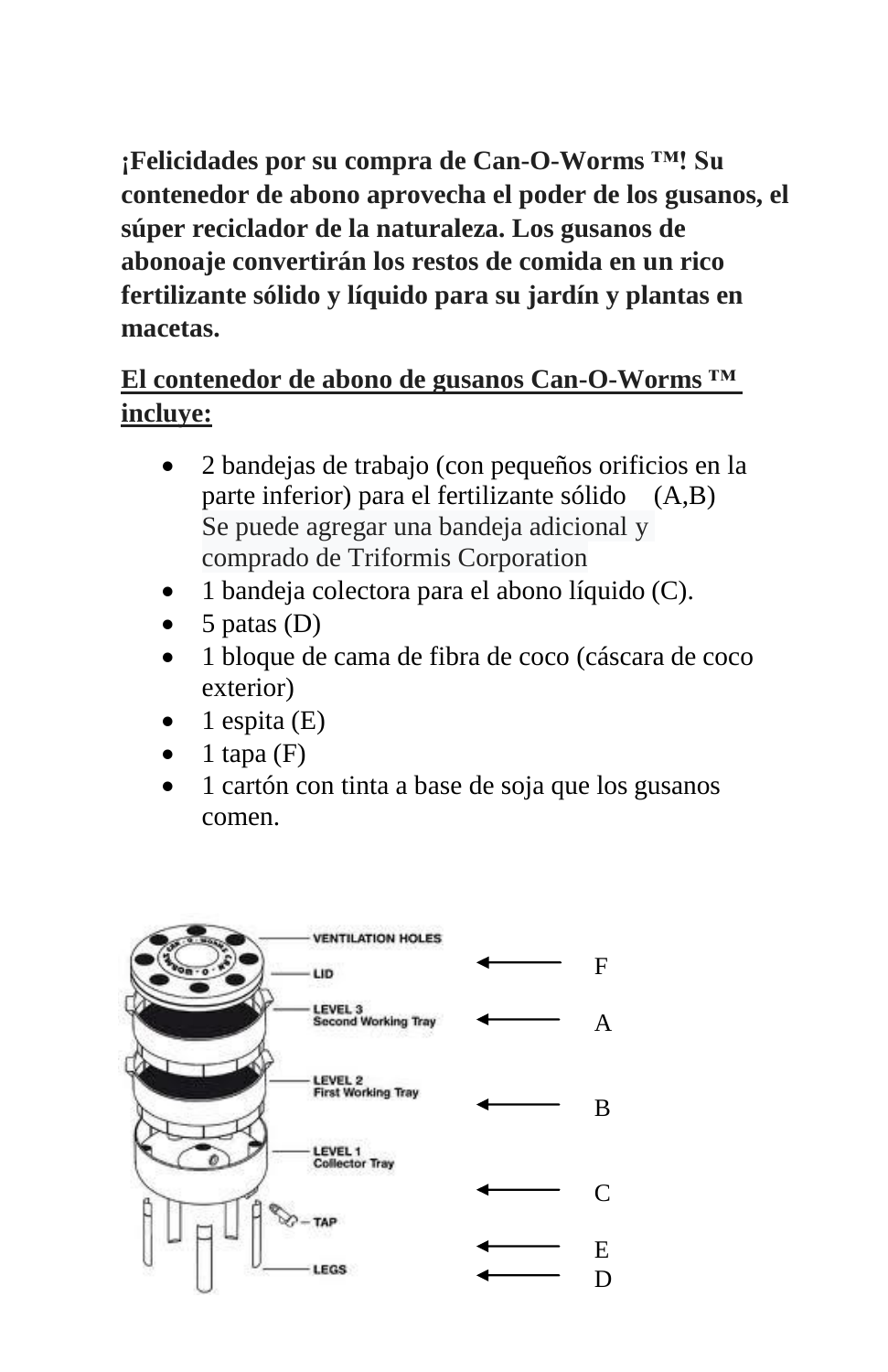**¡Felicidades por su compra de Can-O-Worms ™! Su contenedor de abono aprovecha el poder de los gusanos, el súper reciclador de la naturaleza. Los gusanos de abonoaje convertirán los restos de comida en un rico fertilizante sólido y líquido para su jardín y plantas en macetas.**

**El contenedor de abono de gusanos Can-O-Worms ™ incluye:**

- 2 bandejas de trabajo (con pequeños orificios en la parte inferior) para el fertilizante sólido (A,B) Se puede agregar una bandeja adicional y comprado de Triformis Corporation
- 1 bandeja colectora para el abono líquido (C).
- 5 patas (D)
- 1 bloque de cama de fibra de coco (cáscara de coco exterior)
- 1 espita (E)
- 1 tapa (F)
- 1 cartón con tinta a base de soja que los gusanos comen.

VENTILATION HOLES

LID ⟵ F

LEVEL 3 Second Working Tray ⟵ A

LEVEL 2 First Working Tray ⟵ B

LEVEL 1 Collector Tray ⟵ C

TAP ⟵ E

LEGS ⟵ D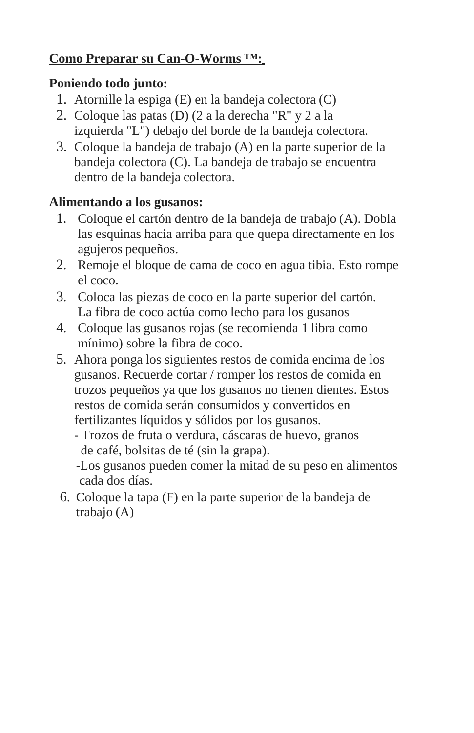**<u>Como Preparar su Can-O-Worms ™:</u>**

**Poniendo todo junto:**

1. Atornille la espiga (E) en la bandeja colectora (C)
2. Coloque las patas (D) (2 a la derecha "R" y 2 a la izquierda "L") debajo del borde de la bandeja colectora.
3. Coloque la bandeja de trabajo (A) en la parte superior de la bandeja colectora (C). La bandeja de trabajo se encuentra dentro de la bandeja colectora.

**Alimentando a los gusanos:**

1. Coloque el cartón dentro de la bandeja de trabajo (A). Dobla las esquinas hacia arriba para que quepa directamente en los agujeros pequeños.
2. Remoje el bloque de cama de coco en agua tibia. Esto rompe el coco.
3. Coloca las piezas de coco en la parte superior del cartón. La fibra de coco actúa como lecho para los gusanos
4. Coloque las gusanos rojas (se recomienda 1 libra como mínimo) sobre la fibra de coco.
5. Ahora ponga los siguientes restos de comida encima de los gusanos. Recuerde cortar / romper los restos de comida en trozos pequeños ya que los gusanos no tienen dientes. Estos restos de comida serán consumidos y convertidos en fertilizantes líquidos y sólidos por los gusanos.
   - Trozos de fruta o verdura, cáscaras de huevo, granos de café, bolsitas de té (sin la grapa).
   - Los gusanos pueden comer la mitad de su peso en alimentos cada dos días.
6. Coloque la tapa (F) en la parte superior de la bandeja de trabajo (A)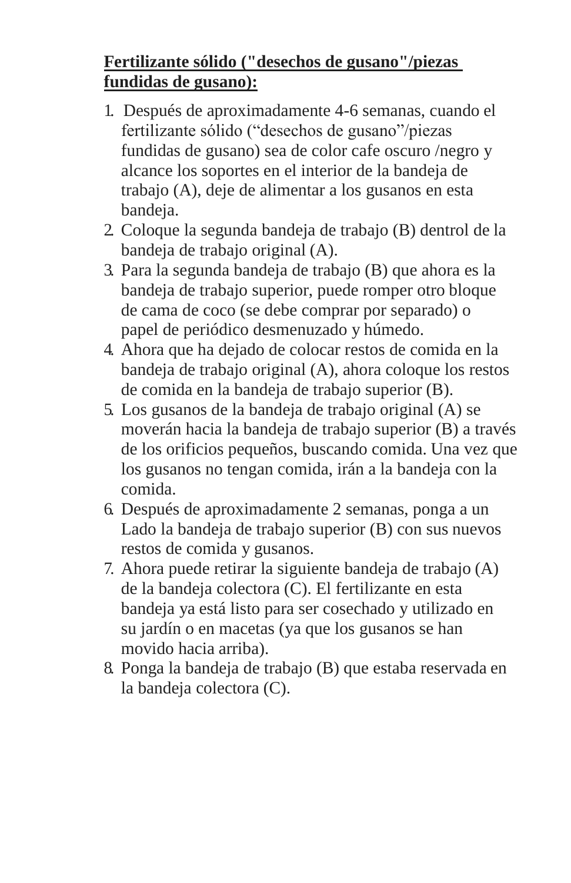**Fertilizante sólido ("desechos de gusano"/piezas fundidas de gusano):**

1. Después de aproximadamente 4-6 semanas, cuando el fertilizante sólido (“desechos de gusano”/piezas fundidas de gusano) sea de color cafe oscuro /negro y alcance los soportes en el interior de la bandeja de trabajo (A), deje de alimentar a los gusanos en esta bandeja.
2. Coloque la segunda bandeja de trabajo (B) dentrol de la bandeja de trabajo original (A).
3. Para la segunda bandeja de trabajo (B) que ahora es la bandeja de trabajo superior, puede romper otro bloque de cama de coco (se debe comprar por separado) o papel de periódico desmenuzado y húmedo.
4. Ahora que ha dejado de colocar restos de comida en la bandeja de trabajo original (A), ahora coloque los restos de comida en la bandeja de trabajo superior (B).
5. Los gusanos de la bandeja de trabajo original (A) se moverán hacia la bandeja de trabajo superior (B) a través de los orificios pequeños, buscando comida. Una vez que los gusanos no tengan comida, irán a la bandeja con la comida.
6. Después de aproximadamente 2 semanas, ponga a un Lado la bandeja de trabajo superior (B) con sus nuevos restos de comida y gusanos.
7. Ahora puede retirar la siguiente bandeja de trabajo (A) de la bandeja colectora (C). El fertilizante en esta bandeja ya está listo para ser cosechado y utilizado en su jardín o en macetas (ya que los gusanos se han movido hacia arriba).
8. Ponga la bandeja de trabajo (B) que estaba reservada en la bandeja colectora (C).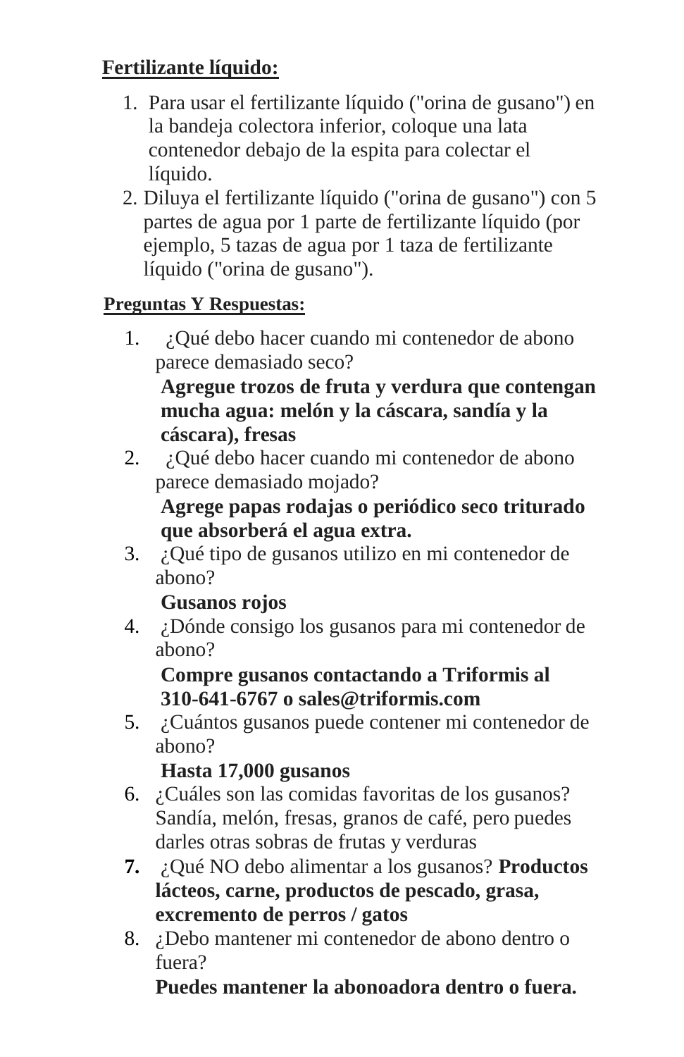**Fertilizante líquido:**

1. Para usar el fertilizante líquido ("orina de gusano") en la bandeja colectora inferior, coloque una lata contenedor debajo de la espita para colectar el líquido.
2. Diluya el fertilizante líquido ("orina de gusano") con 5 partes de agua por 1 parte de fertilizante líquido (por ejemplo, 5 tazas de agua por 1 taza de fertilizante líquido ("orina de gusano").

**Preguntas Y Respuestas:**

1. ¿Qué debo hacer cuando mi contenedor de abono parece demasiado seco?
   **Agregue trozos de fruta y verdura que contengan mucha agua: melón y la cáscara, sandía y la cáscara), fresas**
2. ¿Qué debo hacer cuando mi contenedor de abono parece demasiado mojado?
   **Agrege papas rodajas o periódico seco triturado que absorberá el agua extra.**
3. ¿Qué tipo de gusanos utilizo en mi contenedor de abono?
   **Gusanos rojos**
4. ¿Dónde consigo los gusanos para mi contenedor de abono?
   **Compre gusanos contactando a Triformis al 310-641-6767 o sales@triformis.com**
5. ¿Cuántos gusanos puede contener mi contenedor de abono?
   **Hasta 17,000 gusanos**
6. ¿Cuáles son las comidas favoritas de los gusanos? Sandía, melón, fresas, granos de café, pero puedes darles otras sobras de frutas y verduras
7. ¿Qué NO debo alimentar a los gusanos? **Productos lácteos, carne, productos de pescado, grasa, excremento de perros / gatos**
8. ¿Debo mantener mi contenedor de abono dentro o fuera?
   **Puedes mantener la abonoadora dentro o fuera.**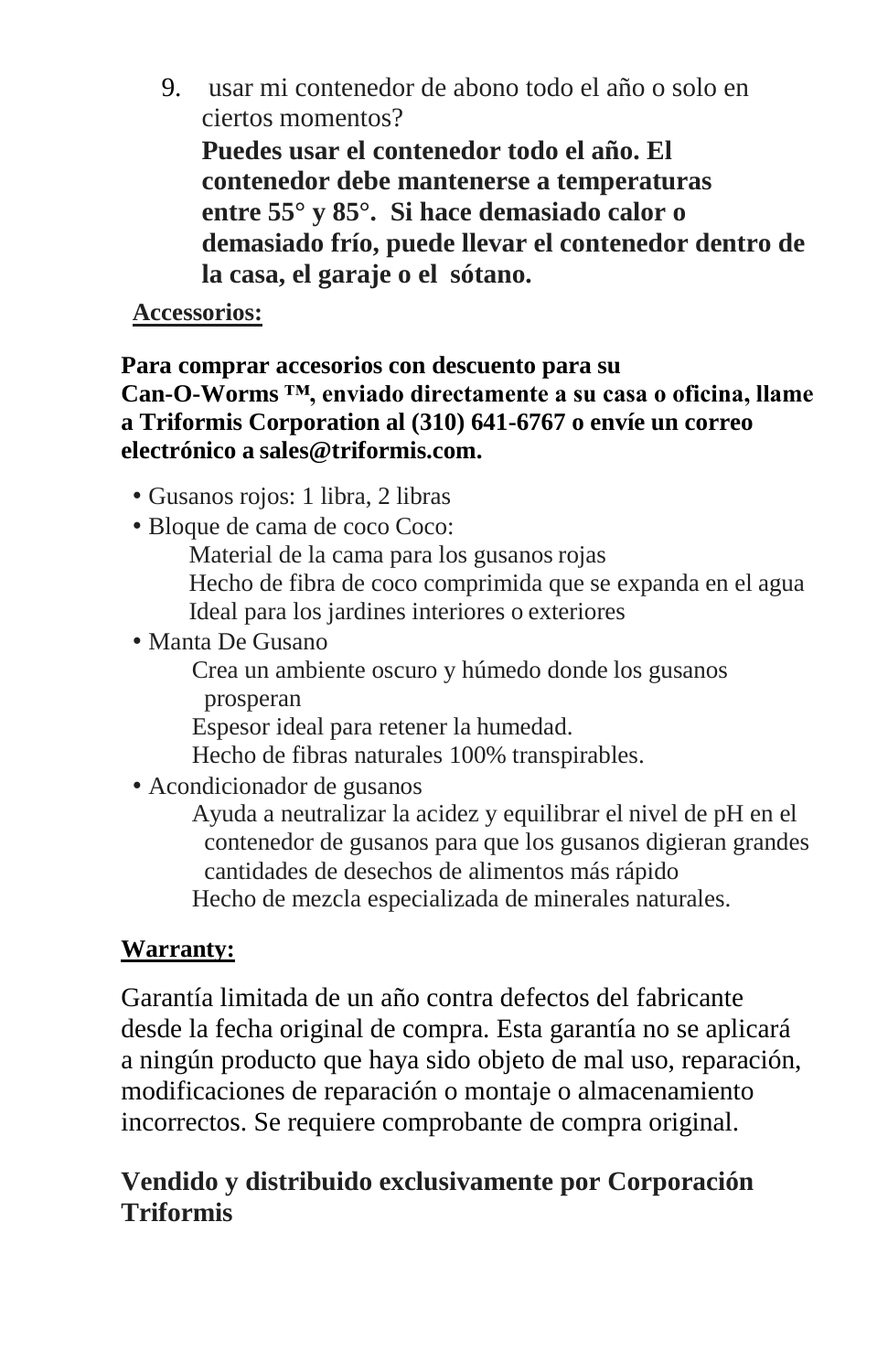9. usar mi contenedor de abono todo el año o solo en ciertos momentos?
   **Puedes usar el contenedor todo el año. El contenedor debe mantenerse a temperaturas entre 55° y 85°. Si hace demasiado calor o demasiado frío, puede llevar el contenedor dentro de la casa, el garaje o el sótano.**

**Accessorios:**

**Para comprar accesorios con descuento para su Can-O-Worms ™, enviado directamente a su casa o oficina, llame a Triformis Corporation al (310) 641-6767 o envíe un correo electrónico a sales@triformis.com.**

- Gusanos rojos: 1 libra, 2 libras
- Bloque de cama de coco Coco:
  Material de la cama para los gusanos rojas
  Hecho de fibra de coco comprimida que se expanda en el agua
  Ideal para los jardines interiores o exteriores
- Manta De Gusano
  Crea un ambiente oscuro y húmedo donde los gusanos prosperan
  Espesor ideal para retener la humedad.
  Hecho de fibras naturales 100% transpirables.
- Acondicionador de gusanos
  Ayuda a neutralizar la acidez y equilibrar el nivel de pH en el contenedor de gusanos para que los gusanos digieran grandes cantidades de desechos de alimentos más rápido
  Hecho de mezcla especializada de minerales naturales.

**Warranty:**

Garantía limitada de un año contra defectos del fabricante desde la fecha original de compra. Esta garantía no se aplicará a ningún producto que haya sido objeto de mal uso, reparación, modificaciones de reparación o montaje o almacenamiento incorrectos. Se requiere comprobante de compra original.

**Vendido y distribuido exclusivamente por Corporación Triformis**